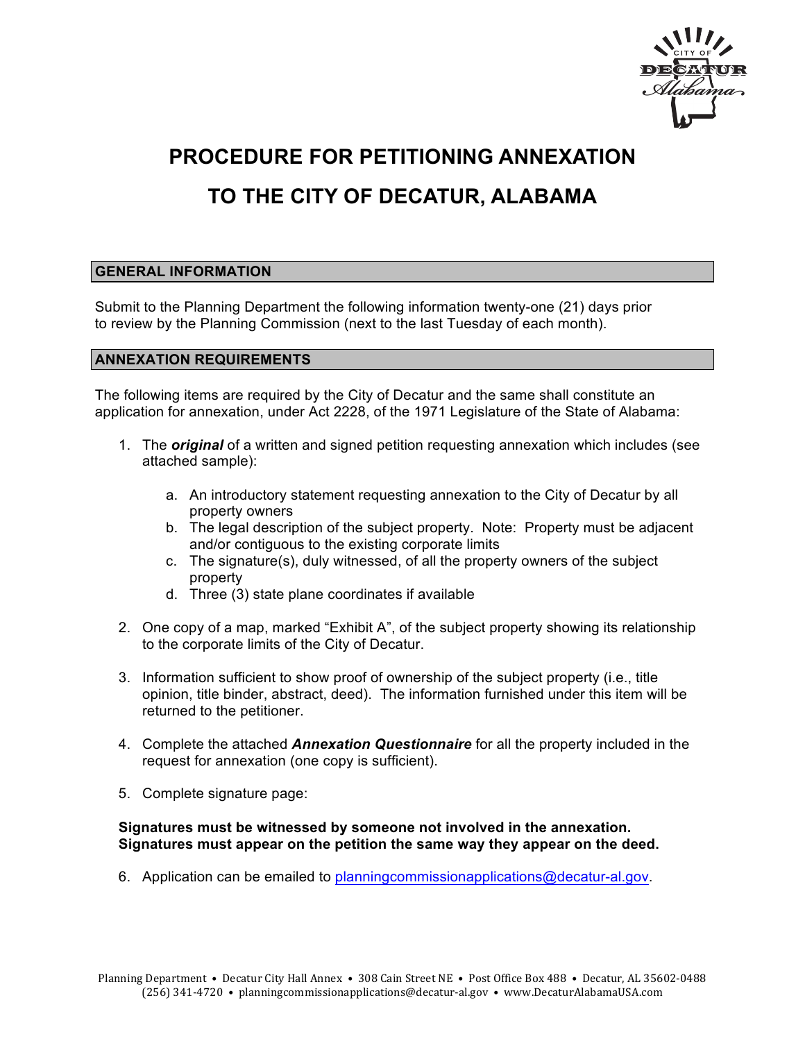# PROCEDURE FOR PETITIONING ANNEXATION TO THE CITY OF DECATUR, ALABAMA

## GENERAL INFORMATION

Submit to the Planning Department the following information twenty-one (21) days prior to review by the Planning Commission (next to the last Tuesday of each month).

## ANNEXATION REQUIREMENTS

The following items are required by the City of Decatur and the same shall constitute an application for annexation, under Act 2228, of the 1971 Legislature of the State of Alabama:

1. The ***original*** of a written and signed petition requesting annexation which includes (see attached sample):

   a. An introductory statement requesting annexation to the City of Decatur by all property owners
   b. The legal description of the subject property. Note: Property must be adjacent and/or contiguous to the existing corporate limits
   c. The signature(s), duly witnessed, of all the property owners of the subject property
   d. Three (3) state plane coordinates if available

2. One copy of a map, marked "Exhibit A", of the subject property showing its relationship to the corporate limits of the City of Decatur.

3. Information sufficient to show proof of ownership of the subject property (i.e., title opinion, title binder, abstract, deed). The information furnished under this item will be returned to the petitioner.

4. Complete the attached ***Annexation Questionnaire*** for all the property included in the request for annexation (one copy is sufficient).

5. Complete signature page:

**Signatures must be witnessed by someone not involved in the annexation. Signatures must appear on the petition the same way they appear on the deed.**

6. Application can be emailed to planningcommissionapplications@decatur-al.gov.

Planning Department • Decatur City Hall Annex • 308 Cain Street NE • Post Office Box 488 • Decatur, AL 35602-0488
(256) 341-4720 • planningcommissionapplications@decatur-al.gov • www.DecaturAlabamaUSA.com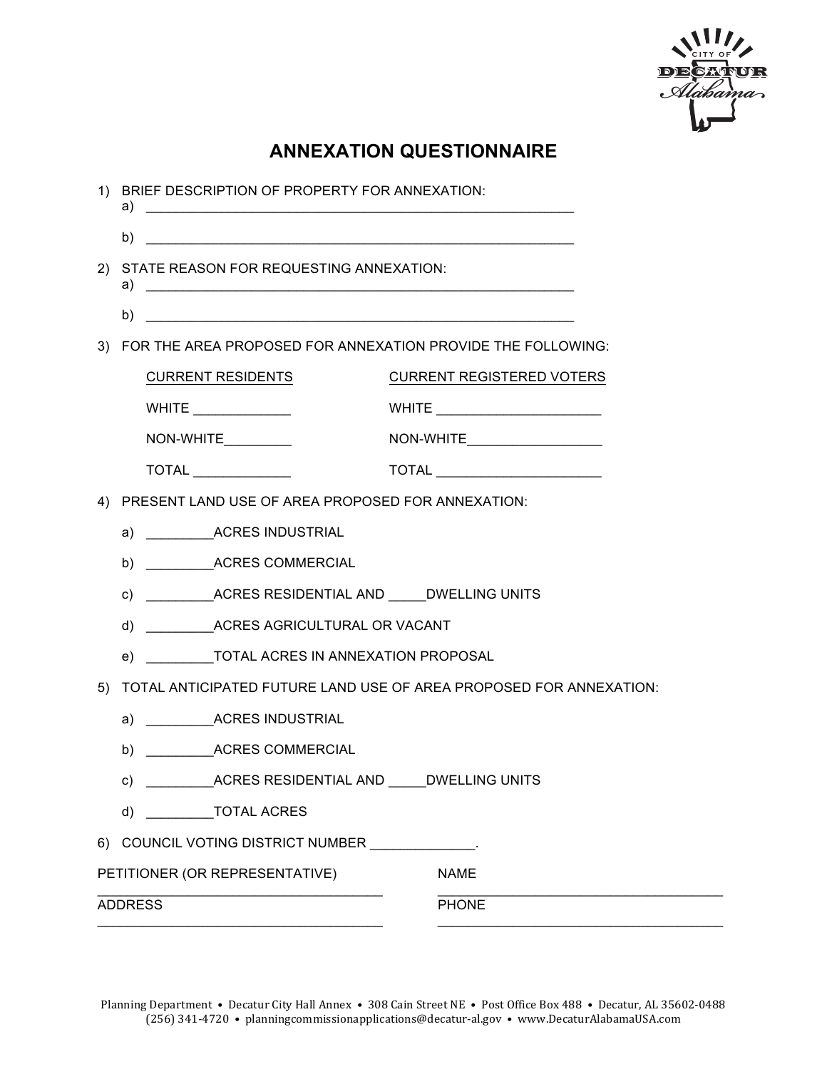# ANNEXATION QUESTIONNAIRE

1) BRIEF DESCRIPTION OF PROPERTY FOR ANNEXATION:
   a) ____________________________________________________________
   b) ____________________________________________________________

2) STATE REASON FOR REQUESTING ANNEXATION:
   a) ____________________________________________________________
   b) ____________________________________________________________

3) FOR THE AREA PROPOSED FOR ANNEXATION PROVIDE THE FOLLOWING:

| CURRENT RESIDENTS | CURRENT REGISTERED VOTERS |
|---|---|
| WHITE _____________ | WHITE ______________________ |
| NON-WHITE_________ | NON-WHITE__________________ |
| TOTAL _____________ | TOTAL ______________________ |

4) PRESENT LAND USE OF AREA PROPOSED FOR ANNEXATION:
   a) _________ACRES INDUSTRIAL
   b) _________ACRES COMMERCIAL
   c) _________ACRES RESIDENTIAL AND _____DWELLING UNITS
   d) _________ACRES AGRICULTURAL OR VACANT
   e) _________TOTAL ACRES IN ANNEXATION PROPOSAL

5) TOTAL ANTICIPATED FUTURE LAND USE OF AREA PROPOSED FOR ANNEXATION:
   a) _________ACRES INDUSTRIAL
   b) _________ACRES COMMERCIAL
   c) _________ACRES RESIDENTIAL AND _____DWELLING UNITS
   d) _________TOTAL ACRES

6) COUNCIL VOTING DISTRICT NUMBER ______________.

PETITIONER (OR REPRESENTATIVE) ________________________________________

NAME ________________________________________

ADDRESS ________________________________________

PHONE ________________________________________

Planning Department • Decatur City Hall Annex • 308 Cain Street NE • Post Office Box 488 • Decatur, AL 35602-0488
(256) 341-4720 • planningcommissionapplications@decatur-al.gov • www.DecaturAlabamaUSA.com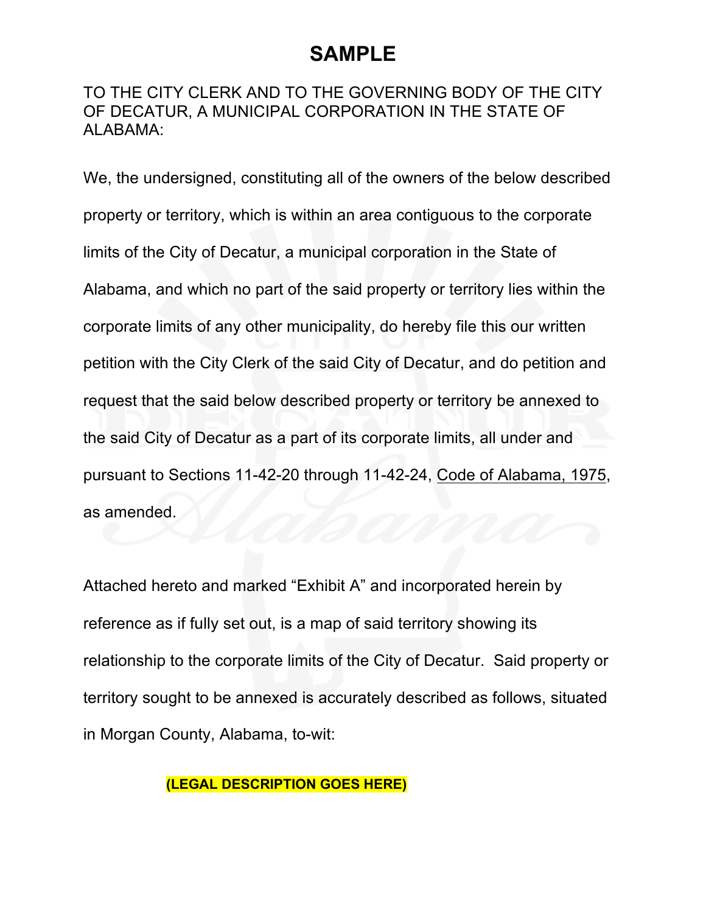# SAMPLE

TO THE CITY CLERK AND TO THE GOVERNING BODY OF THE CITY OF DECATUR, A MUNICIPAL CORPORATION IN THE STATE OF ALABAMA:

We, the undersigned, constituting all of the owners of the below described property or territory, which is within an area contiguous to the corporate limits of the City of Decatur, a municipal corporation in the State of Alabama, and which no part of the said property or territory lies within the corporate limits of any other municipality, do hereby file this our written petition with the City Clerk of the said City of Decatur, and do petition and request that the said below described property or territory be annexed to the said City of Decatur as a part of its corporate limits, all under and pursuant to Sections 11-42-20 through 11-42-24, Code of Alabama, 1975, as amended.

Attached hereto and marked "Exhibit A" and incorporated herein by reference as if fully set out, is a map of said territory showing its relationship to the corporate limits of the City of Decatur. Said property or territory sought to be annexed is accurately described as follows, situated in Morgan County, Alabama, to-wit:

**(LEGAL DESCRIPTION GOES HERE)**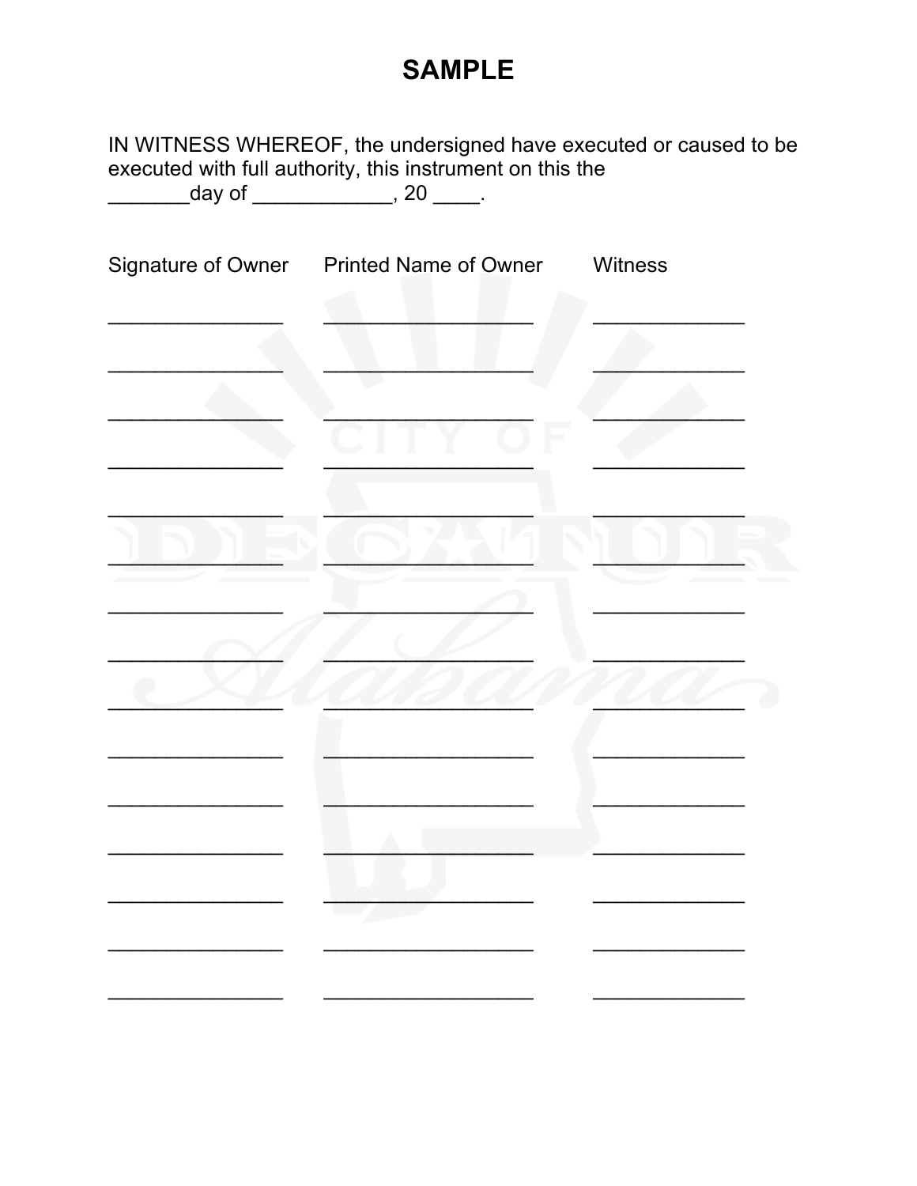# SAMPLE

IN WITNESS WHEREOF, the undersigned have executed or caused to be executed with full authority, this instrument on this the _______day of ____________, 20 ____.

| Signature of Owner | Printed Name of Owner | Witness |
|---|---|---|
| _______________ | __________________ | _____________ |
| _______________ | __________________ | _____________ |
| _______________ | __________________ | _____________ |
| _______________ | __________________ | _____________ |
| _______________ | __________________ | _____________ |
| _______________ | __________________ | _____________ |
| _______________ | __________________ | _____________ |
| _______________ | __________________ | _____________ |
| _______________ | __________________ | _____________ |
| _______________ | __________________ | _____________ |
| _______________ | __________________ | _____________ |
| _______________ | __________________ | _____________ |
| _______________ | __________________ | _____________ |
| _______________ | __________________ | _____________ |
| _______________ | __________________ | _____________ |